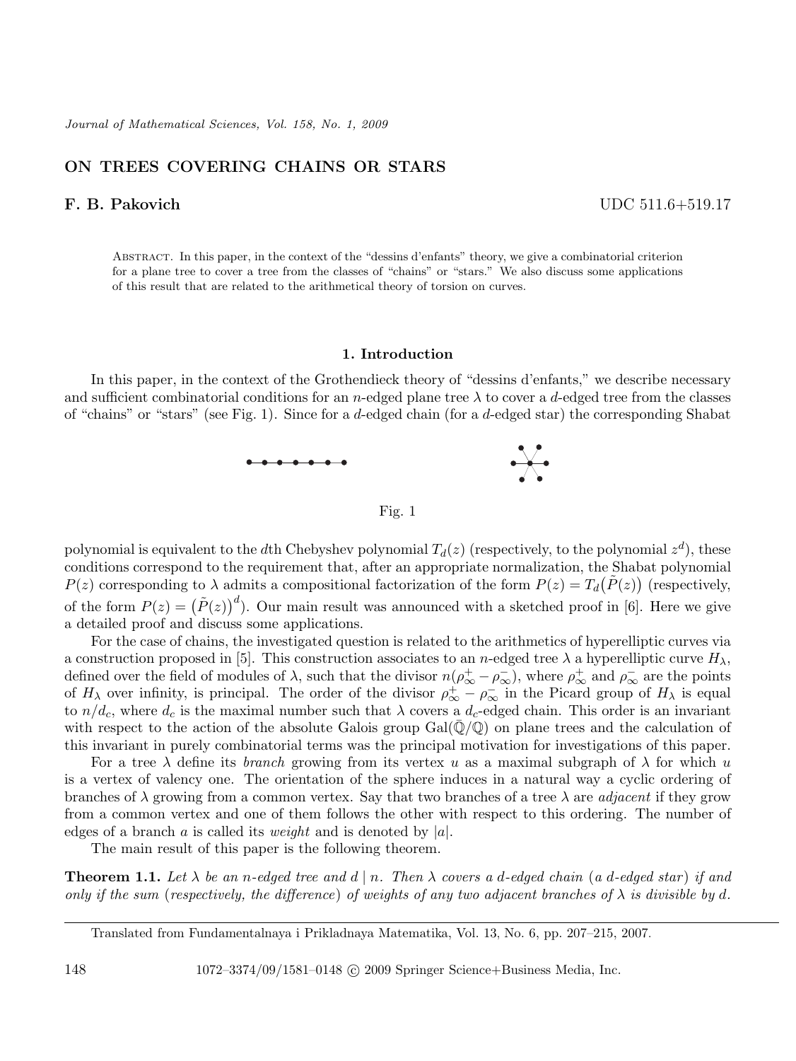# ON TREES COVERING CHAINS OR STARS

## F. B. Pakovich

UDC 511.6+519.17

ABSTRACT. In this paper, in the context of the "dessins d'enfants" theory, we give a combinatorial criterion for a plane tree to cover a tree from the classes of "chains" or "stars." We also discuss some applications of this result that are related to the arithmetical theory of torsion on curves.

### 1. Introduction

In this paper, in the context of the Grothendieck theory of "dessins d'enfants," we describe necessary and sufficient combinatorial conditions for an $n$-edged plane tree $\lambda$ to cover a $d$-edged tree from the classes of "chains" or "stars" (see Fig. 1). Since for a $d$-edged chain (for a $d$-edged star) the corresponding Shabat polynomial is equivalent to the $d$th Chebyshev polynomial $T_d(z)$ (respectively, to the polynomial $z^d$), these conditions correspond to the requirement that, after an appropriate normalization, the Shabat polynomial $P(z)$ corresponding to $\lambda$ admits a compositional factorization of the form $P(z) = T_d(\tilde{P}(z))$ (respectively, of the form $P(z) = (\tilde{P}(z))^d$). Our main result was announced with a sketched proof in [6]. Here we give a detailed proof and discuss some applications.

Fig. 1

For the case of chains, the investigated question is related to the arithmetics of hyperelliptic curves via a construction proposed in [5]. This construction associates to an $n$-edged tree $\lambda$ a hyperelliptic curve $H_\lambda$, defined over the field of modules of $\lambda$, such that the divisor $n(\rho_\infty^+ - \rho_\infty^-)$, where $\rho_\infty^+$ and $\rho_\infty^-$ are the points of $H_\lambda$ over infinity, is principal. The order of the divisor $\rho_\infty^+ - \rho_\infty^-$ in the Picard group of $H_\lambda$ is equal to $n/d_c$, where $d_c$ is the maximal number such that $\lambda$ covers a $d_c$-edged chain. This order is an invariant with respect to the action of the absolute Galois group $\mathrm{Gal}(\bar{\mathbb{Q}}/\mathbb{Q})$ on plane trees and the calculation of this invariant in purely combinatorial terms was the principal motivation for investigations of this paper.

For a tree $\lambda$ define its *branch* growing from its vertex $u$ as a maximal subgraph of $\lambda$ for which $u$ is a vertex of valency one. The orientation of the sphere induces in a natural way a cyclic ordering of branches of $\lambda$ growing from a common vertex. Say that two branches of a tree $\lambda$ are *adjacent* if they grow from a common vertex and one of them follows the other with respect to this ordering. The number of edges of a branch $a$ is called its *weight* and is denoted by $|a|$.

The main result of this paper is the following theorem.

**Theorem 1.1.** *Let $\lambda$ be an $n$-edged tree and $d \mid n$. Then $\lambda$ covers a $d$-edged chain (a $d$-edged star) if and only if the sum (respectively, the difference) of weights of any two adjacent branches of $\lambda$ is divisible by $d$.*

Translated from Fundamentalnaya i Prikladnaya Matematika, Vol. 13, No. 6, pp. 207–215, 2007.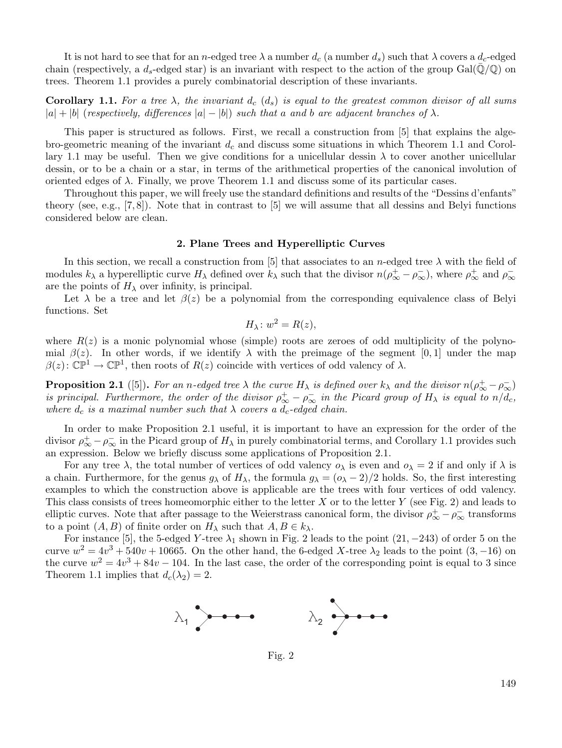It is not hard to see that for an $n$-edged tree $\lambda$ a number $d_c$ (a number $d_s$) such that $\lambda$ covers a $d_c$-edged chain (respectively, a $d_s$-edged star) is an invariant with respect to the action of the group $\mathrm{Gal}(\bar{\mathbb{Q}}/\mathbb{Q})$ on trees. Theorem 1.1 provides a purely combinatorial description of these invariants.

**Corollary 1.1.** *For a tree $\lambda$, the invariant $d_c$ ($d_s$) is equal to the greatest common divisor of all sums $|a| + |b|$ (respectively, differences $|a| - |b|$) such that $a$ and $b$ are adjacent branches of $\lambda$.*

This paper is structured as follows. First, we recall a construction from [5] that explains the algebro-geometric meaning of the invariant $d_c$ and discuss some situations in which Theorem 1.1 and Corollary 1.1 may be useful. Then we give conditions for a unicellular dessin $\lambda$ to cover another unicellular dessin, or to be a chain or a star, in terms of the arithmetical properties of the canonical involution of oriented edges of $\lambda$. Finally, we prove Theorem 1.1 and discuss some of its particular cases.

Throughout this paper, we will freely use the standard definitions and results of the "Dessins d'enfants" theory (see, e.g., [7, 8]). Note that in contrast to [5] we will assume that all dessins and Belyi functions considered below are clean.

## 2. Plane Trees and Hyperelliptic Curves

In this section, we recall a construction from [5] that associates to an $n$-edged tree $\lambda$ with the field of modules $k_\lambda$ a hyperelliptic curve $H_\lambda$ defined over $k_\lambda$ such that the divisor $n(\rho_\infty^+ - \rho_\infty^-)$, where $\rho_\infty^+$ and $\rho_\infty^-$ are the points of $H_\lambda$ over infinity, is principal.

Let $\lambda$ be a tree and let $\beta(z)$ be a polynomial from the corresponding equivalence class of Belyi functions. Set

$$H_\lambda \colon w^2 = R(z),$$

where $R(z)$ is a monic polynomial whose (simple) roots are zeroes of odd multiplicity of the polynomial $\beta(z)$. In other words, if we identify $\lambda$ with the preimage of the segment $[0, 1]$ under the map $\beta(z) \colon \mathbb{CP}^1 \to \mathbb{CP}^1$, then roots of $R(z)$ coincide with vertices of odd valency of $\lambda$.

**Proposition 2.1** ([5]). *For an $n$-edged tree $\lambda$ the curve $H_\lambda$ is defined over $k_\lambda$ and the divisor $n(\rho_\infty^+ - \rho_\infty^-)$ is principal. Furthermore, the order of the divisor $\rho_\infty^+ - \rho_\infty^-$ in the Picard group of $H_\lambda$ is equal to $n/d_c$, where $d_c$ is a maximal number such that $\lambda$ covers a $d_c$-edged chain.*

In order to make Proposition 2.1 useful, it is important to have an expression for the order of the divisor $\rho_\infty^+ - \rho_\infty^-$ in the Picard group of $H_\lambda$ in purely combinatorial terms, and Corollary 1.1 provides such an expression. Below we briefly discuss some applications of Proposition 2.1.

For any tree $\lambda$, the total number of vertices of odd valency $o_\lambda$ is even and $o_\lambda = 2$ if and only if $\lambda$ is a chain. Furthermore, for the genus $g_\lambda$ of $H_\lambda$, the formula $g_\lambda = (o_\lambda - 2)/2$ holds. So, the first interesting examples to which the construction above is applicable are the trees with four vertices of odd valency. This class consists of trees homeomorphic either to the letter $X$ or to the letter $Y$ (see Fig. 2) and leads to elliptic curves. Note that after passage to the Weierstrass canonical form, the divisor $\rho_\infty^+ - \rho_\infty^-$ transforms to a point $(A, B)$ of finite order on $H_\lambda$ such that $A, B \in k_\lambda$.

For instance [5], the 5-edged $Y$-tree $\lambda_1$ shown in Fig. 2 leads to the point $(21, -243)$ of order 5 on the curve $w^2 = 4v^3 + 540v + 10665$. On the other hand, the 6-edged $X$-tree $\lambda_2$ leads to the point $(3, -16)$ on the curve $w^2 = 4v^3 + 84v - 104$. In the last case, the order of the corresponding point is equal to 3 since Theorem 1.1 implies that $d_c(\lambda_2) = 2$.

Fig. 2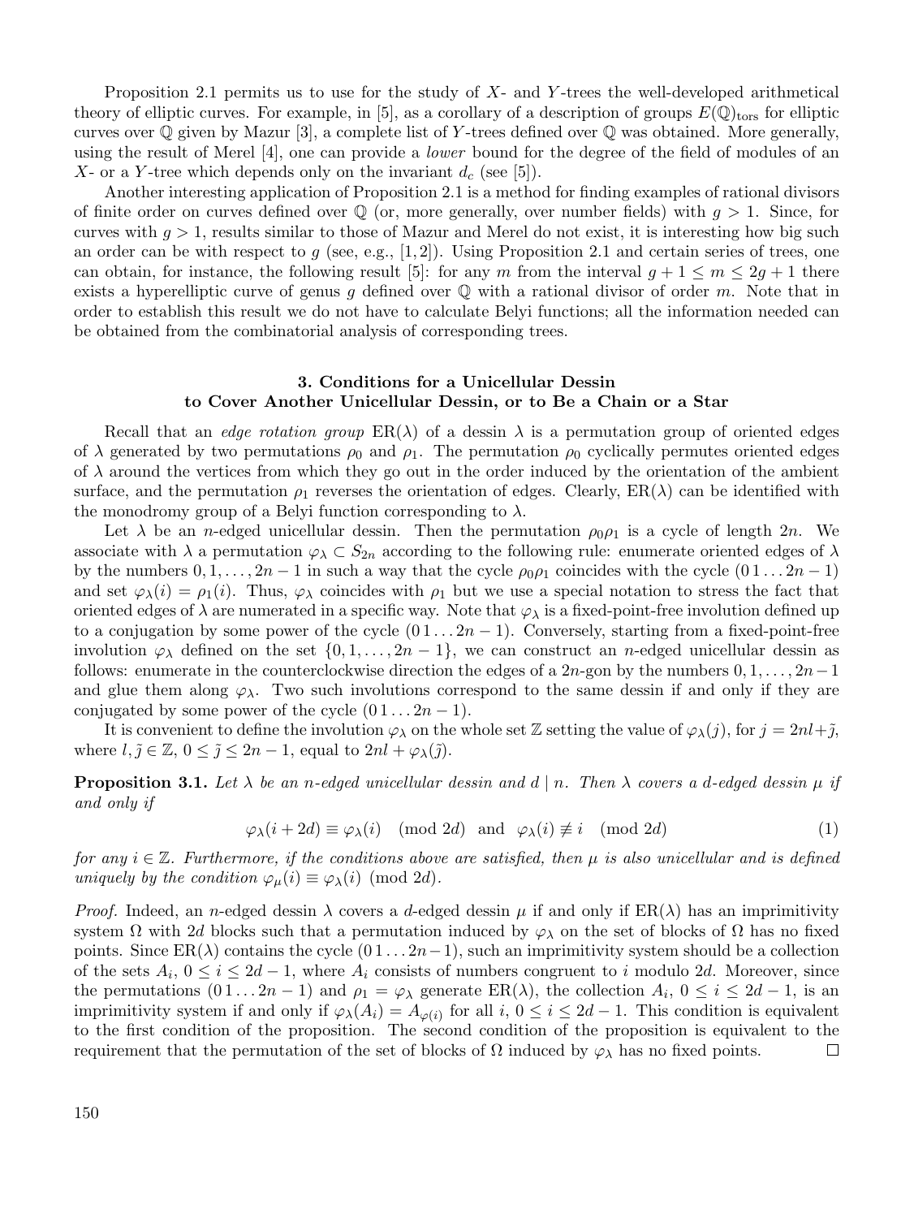Proposition 2.1 permits us to use for the study of $X$- and $Y$-trees the well-developed arithmetical theory of elliptic curves. For example, in [5], as a corollary of a description of groups $E(\mathbb{Q})_{\mathrm{tors}}$ for elliptic curves over $\mathbb{Q}$ given by Mazur [3], a complete list of $Y$-trees defined over $\mathbb{Q}$ was obtained. More generally, using the result of Merel [4], one can provide a *lower* bound for the degree of the field of modules of an $X$- or a $Y$-tree which depends only on the invariant $d_c$ (see [5]).

Another interesting application of Proposition 2.1 is a method for finding examples of rational divisors of finite order on curves defined over $\mathbb{Q}$ (or, more generally, over number fields) with $g > 1$. Since, for curves with $g > 1$, results similar to those of Mazur and Merel do not exist, it is interesting how big such an order can be with respect to $g$ (see, e.g., [1, 2]). Using Proposition 2.1 and certain series of trees, one can obtain, for instance, the following result [5]: for any $m$ from the interval $g + 1 \leq m \leq 2g + 1$ there exists a hyperelliptic curve of genus $g$ defined over $\mathbb{Q}$ with a rational divisor of order $m$. Note that in order to establish this result we do not have to calculate Belyi functions; all the information needed can be obtained from the combinatorial analysis of corresponding trees.

## 3. Conditions for a Unicellular Dessin to Cover Another Unicellular Dessin, or to Be a Chain or a Star

Recall that an *edge rotation group* $\mathrm{ER}(\lambda)$ of a dessin $\lambda$ is a permutation group of oriented edges of $\lambda$ generated by two permutations $\rho_0$ and $\rho_1$. The permutation $\rho_0$ cyclically permutes oriented edges of $\lambda$ around the vertices from which they go out in the order induced by the orientation of the ambient surface, and the permutation $\rho_1$ reverses the orientation of edges. Clearly, $\mathrm{ER}(\lambda)$ can be identified with the monodromy group of a Belyi function corresponding to $\lambda$.

Let $\lambda$ be an $n$-edged unicellular dessin. Then the permutation $\rho_0\rho_1$ is a cycle of length $2n$. We associate with $\lambda$ a permutation $\varphi_\lambda \subset S_{2n}$ according to the following rule: enumerate oriented edges of $\lambda$ by the numbers $0, 1, \ldots, 2n-1$ in such a way that the cycle $\rho_0\rho_1$ coincides with the cycle $(0\,1 \ldots 2n-1)$ and set $\varphi_\lambda(i) = \rho_1(i)$. Thus, $\varphi_\lambda$ coincides with $\rho_1$ but we use a special notation to stress the fact that oriented edges of $\lambda$ are numerated in a specific way. Note that $\varphi_\lambda$ is a fixed-point-free involution defined up to a conjugation by some power of the cycle $(0\,1 \ldots 2n-1)$. Conversely, starting from a fixed-point-free involution $\varphi_\lambda$ defined on the set $\{0, 1, \ldots, 2n-1\}$, we can construct an $n$-edged unicellular dessin as follows: enumerate in the counterclockwise direction the edges of a $2n$-gon by the numbers $0, 1, \ldots, 2n-1$ and glue them along $\varphi_\lambda$. Two such involutions correspond to the same dessin if and only if they are conjugated by some power of the cycle $(0\,1 \ldots 2n-1)$.

It is convenient to define the involution $\varphi_\lambda$ on the whole set $\mathbb{Z}$ setting the value of $\varphi_\lambda(j)$, for $j = 2nl + \tilde{j}$, where $l, \tilde{j} \in \mathbb{Z}$, $0 \leq \tilde{j} \leq 2n-1$, equal to $2nl + \varphi_\lambda(\tilde{j})$.

**Proposition 3.1.** *Let $\lambda$ be an $n$-edged unicellular dessin and $d \mid n$. Then $\lambda$ covers a $d$-edged dessin $\mu$ if and only if*

$$\varphi_\lambda(i + 2d) \equiv \varphi_\lambda(i) \pmod{2d} \quad \text{and} \quad \varphi_\lambda(i) \not\equiv i \pmod{2d} \tag{1}$$

*for any $i \in \mathbb{Z}$. Furthermore, if the conditions above are satisfied, then $\mu$ is also unicellular and is defined uniquely by the condition $\varphi_\mu(i) \equiv \varphi_\lambda(i) \pmod{2d}$.*

*Proof.* Indeed, an $n$-edged dessin $\lambda$ covers a $d$-edged dessin $\mu$ if and only if $\mathrm{ER}(\lambda)$ has an imprimitivity system $\Omega$ with $2d$ blocks such that a permutation induced by $\varphi_\lambda$ on the set of blocks of $\Omega$ has no fixed points. Since $\mathrm{ER}(\lambda)$ contains the cycle $(0\,1 \ldots 2n-1)$, such an imprimitivity system should be a collection of the sets $A_i$, $0 \leq i \leq 2d-1$, where $A_i$ consists of numbers congruent to $i$ modulo $2d$. Moreover, since the permutations $(0\,1 \ldots 2n-1)$ and $\rho_1 = \varphi_\lambda$ generate $\mathrm{ER}(\lambda)$, the collection $A_i$, $0 \leq i \leq 2d-1$, is an imprimitivity system if and only if $\varphi_\lambda(A_i) = A_{\varphi(i)}$ for all $i$, $0 \leq i \leq 2d-1$. This condition is equivalent to the first condition of the proposition. The second condition of the proposition is equivalent to the requirement that the permutation of the set of blocks of $\Omega$ induced by $\varphi_\lambda$ has no fixed points. $\square$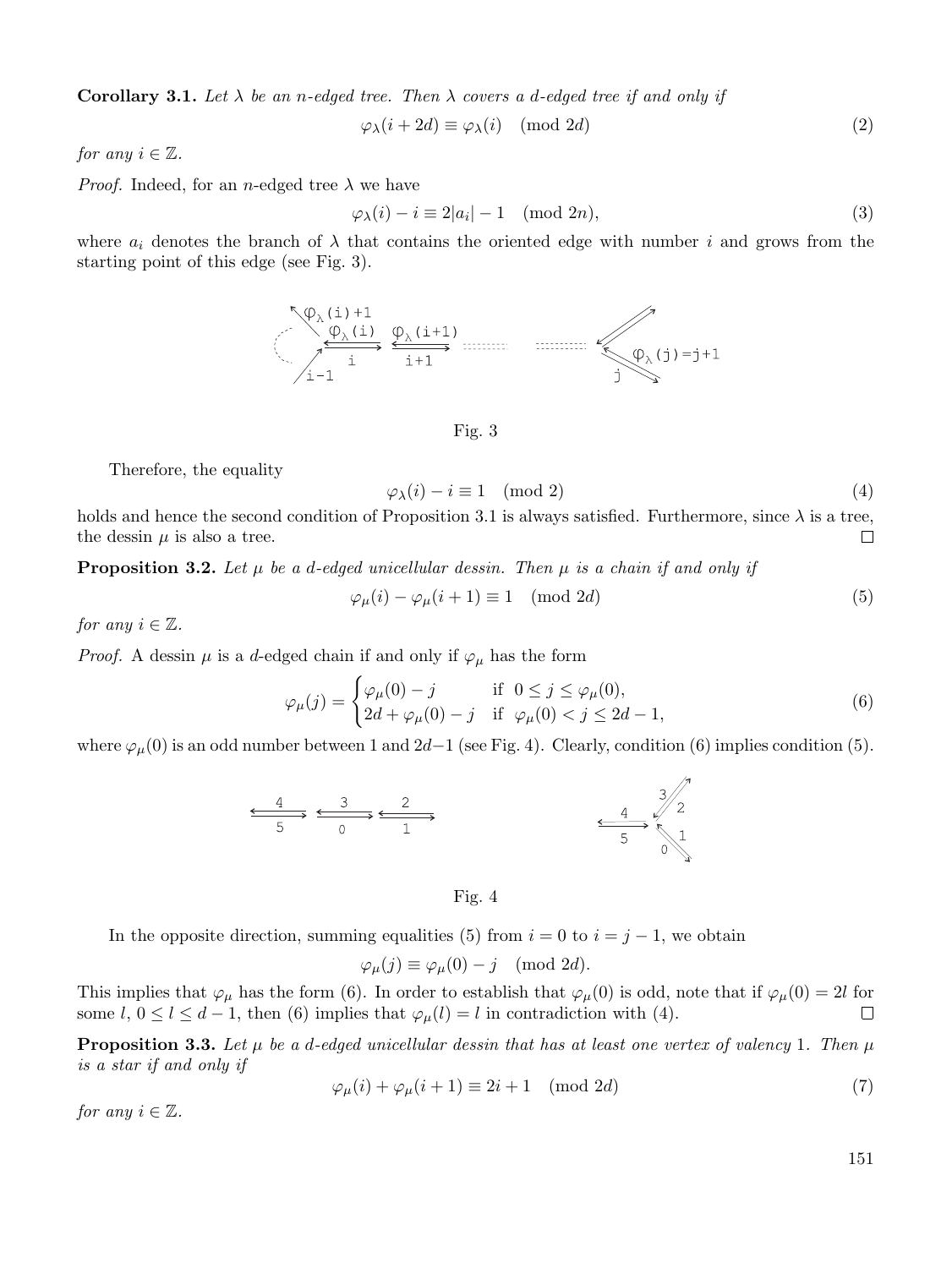**Corollary 3.1.** *Let $\lambda$ be an $n$-edged tree. Then $\lambda$ covers a $d$-edged tree if and only if*

$$\varphi_\lambda(i + 2d) \equiv \varphi_\lambda(i) \pmod{2d} \tag{2}$$

*for any $i \in \mathbb{Z}$.*

*Proof.* Indeed, for an $n$-edged tree $\lambda$ we have

$$\varphi_\lambda(i) - i \equiv 2|a_i| - 1 \pmod{2n}, \tag{3}$$

where $a_i$ denotes the branch of $\lambda$ that contains the oriented edge with number $i$ and grows from the starting point of this edge (see Fig. 3).

Fig. 3

Therefore, the equality

$$\varphi_\lambda(i) - i \equiv 1 \pmod 2 \tag{4}$$

holds and hence the second condition of Proposition 3.1 is always satisfied. Furthermore, since $\lambda$ is a tree, the dessin $\mu$ is also a tree. □

**Proposition 3.2.** *Let $\mu$ be a $d$-edged unicellular dessin. Then $\mu$ is a chain if and only if*

$$\varphi_\mu(i) - \varphi_\mu(i+1) \equiv 1 \pmod{2d} \tag{5}$$

*for any $i \in \mathbb{Z}$.*

*Proof.* A dessin $\mu$ is a $d$-edged chain if and only if $\varphi_\mu$ has the form

$$\varphi_\mu(j) = \begin{cases} \varphi_\mu(0) - j & \text{if } \ 0 \le j \le \varphi_\mu(0), \\ 2d + \varphi_\mu(0) - j & \text{if } \ \varphi_\mu(0) < j \le 2d - 1, \end{cases} \tag{6}$$

where $\varphi_\mu(0)$ is an odd number between 1 and $2d-1$ (see Fig. 4). Clearly, condition (6) implies condition (5).

Fig. 4

In the opposite direction, summing equalities (5) from $i = 0$ to $i = j - 1$, we obtain

$$\varphi_\mu(j) \equiv \varphi_\mu(0) - j \pmod{2d}.$$

This implies that $\varphi_\mu$ has the form (6). In order to establish that $\varphi_\mu(0)$ is odd, note that if $\varphi_\mu(0) = 2l$ for some $l$, $0 \le l \le d-1$, then (6) implies that $\varphi_\mu(l) = l$ in contradiction with (4). □

**Proposition 3.3.** *Let $\mu$ be a $d$-edged unicellular dessin that has at least one vertex of valency 1. Then $\mu$ is a star if and only if*

$$\varphi_\mu(i) + \varphi_\mu(i+1) \equiv 2i + 1 \pmod{2d} \tag{7}$$

*for any $i \in \mathbb{Z}$.*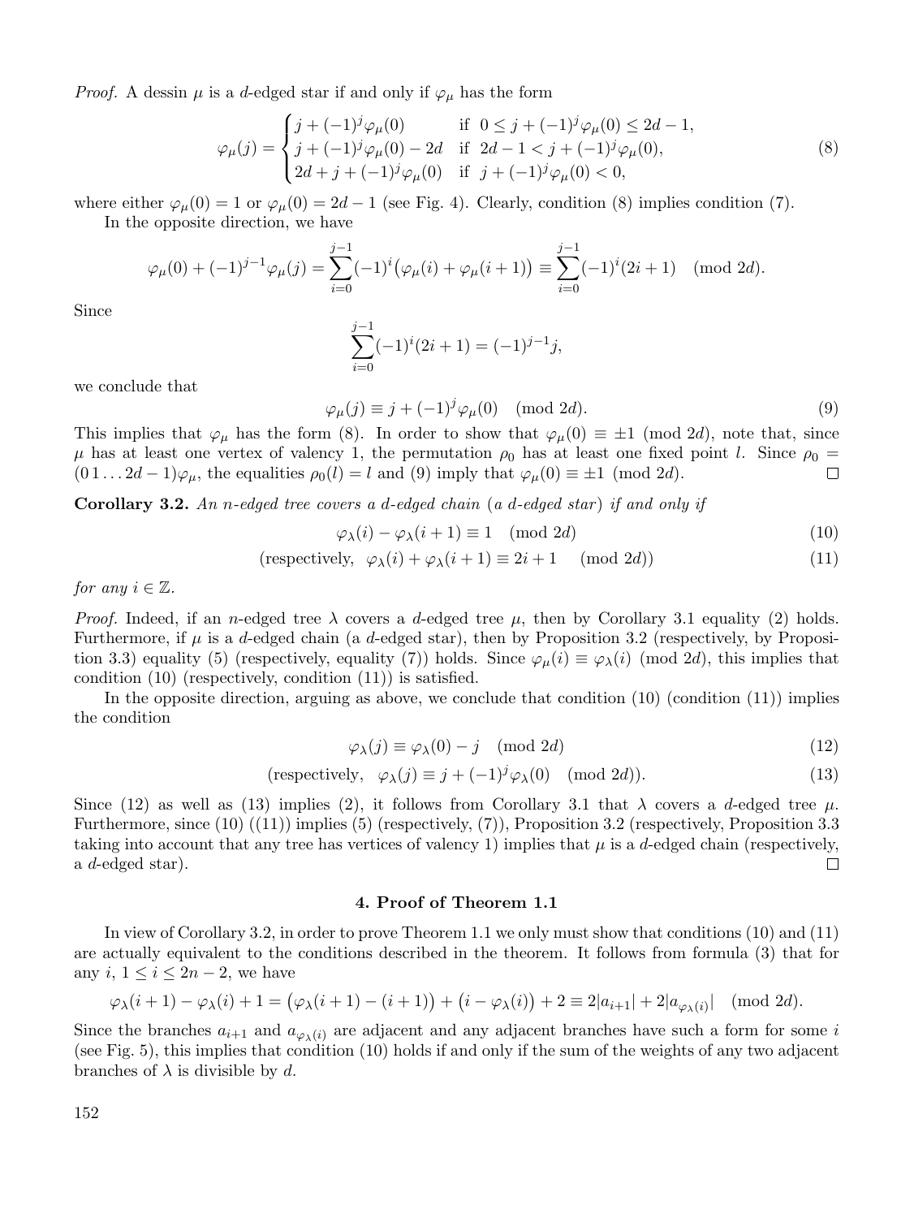*Proof.* A dessin $\mu$ is a $d$-edged star if and only if $\varphi_\mu$ has the form

$$\varphi_\mu(j) = \begin{cases} j + (-1)^j \varphi_\mu(0) & \text{if } \ 0 \le j + (-1)^j \varphi_\mu(0) \le 2d-1, \\ j + (-1)^j \varphi_\mu(0) - 2d & \text{if } \ 2d-1 < j + (-1)^j \varphi_\mu(0), \\ 2d + j + (-1)^j \varphi_\mu(0) & \text{if } \ j + (-1)^j \varphi_\mu(0) < 0, \end{cases} \tag{8}$$

where either $\varphi_\mu(0) = 1$ or $\varphi_\mu(0) = 2d-1$ (see Fig. 4). Clearly, condition (8) implies condition (7).

In the opposite direction, we have

$$\varphi_\mu(0) + (-1)^{j-1}\varphi_\mu(j) = \sum_{i=0}^{j-1} (-1)^i \big(\varphi_\mu(i) + \varphi_\mu(i+1)\big) \equiv \sum_{i=0}^{j-1} (-1)^i (2i+1) \pmod{2d}.$$

Since

$$\sum_{i=0}^{j-1} (-1)^i (2i+1) = (-1)^{j-1} j,$$

we conclude that

$$\varphi_\mu(j) \equiv j + (-1)^j \varphi_\mu(0) \pmod{2d}. \tag{9}$$

This implies that $\varphi_\mu$ has the form (8). In order to show that $\varphi_\mu(0) \equiv \pm 1 \pmod{2d}$, note that, since $\mu$ has at least one vertex of valency 1, the permutation $\rho_0$ has at least one fixed point $l$. Since $\rho_0 = (0\,1 \dots 2d-1)\varphi_\mu$, the equalities $\rho_0(l) = l$ and (9) imply that $\varphi_\mu(0) \equiv \pm 1 \pmod{2d}$. $\square$

**Corollary 3.2.** *An $n$-edged tree covers a $d$-edged chain* (*a $d$-edged star*) *if and only if*

$$\varphi_\lambda(i) - \varphi_\lambda(i+1) \equiv 1 \pmod{2d} \tag{10}$$

$$(\text{respectively,} \ \ \varphi_\lambda(i) + \varphi_\lambda(i+1) \equiv 2i+1 \pmod{2d}) \tag{11}$$

*for any $i \in \mathbb{Z}$.*

*Proof.* Indeed, if an $n$-edged tree $\lambda$ covers a $d$-edged tree $\mu$, then by Corollary 3.1 equality (2) holds. Furthermore, if $\mu$ is a $d$-edged chain (a $d$-edged star), then by Proposition 3.2 (respectively, by Proposition 3.3) equality (5) (respectively, equality (7)) holds. Since $\varphi_\mu(i) \equiv \varphi_\lambda(i) \pmod{2d}$, this implies that condition (10) (respectively, condition (11)) is satisfied.

In the opposite direction, arguing as above, we conclude that condition (10) (condition (11)) implies the condition

$$\varphi_\lambda(j) \equiv \varphi_\lambda(0) - j \pmod{2d} \tag{12}$$

$$(\text{respectively,} \ \ \varphi_\lambda(j) \equiv j + (-1)^j \varphi_\lambda(0) \pmod{2d}). \tag{13}$$

Since (12) as well as (13) implies (2), it follows from Corollary 3.1 that $\lambda$ covers a $d$-edged tree $\mu$. Furthermore, since (10) ((11)) implies (5) (respectively, (7)), Proposition 3.2 (respectively, Proposition 3.3 taking into account that any tree has vertices of valency 1) implies that $\mu$ is a $d$-edged chain (respectively, a $d$-edged star). $\square$

## 4. Proof of Theorem 1.1

In view of Corollary 3.2, in order to prove Theorem 1.1 we only must show that conditions (10) and (11) are actually equivalent to the conditions described in the theorem. It follows from formula (3) that for any $i$, $1 \le i \le 2n-2$, we have

$$\varphi_\lambda(i+1) - \varphi_\lambda(i) + 1 = \big(\varphi_\lambda(i+1) - (i+1)\big) + \big(i - \varphi_\lambda(i)\big) + 2 \equiv 2|a_{i+1}| + 2|a_{\varphi_\lambda(i)}| \pmod{2d}.$$

Since the branches $a_{i+1}$ and $a_{\varphi_\lambda(i)}$ are adjacent and any adjacent branches have such a form for some $i$ (see Fig. 5), this implies that condition (10) holds if and only if the sum of the weights of any two adjacent branches of $\lambda$ is divisible by $d$.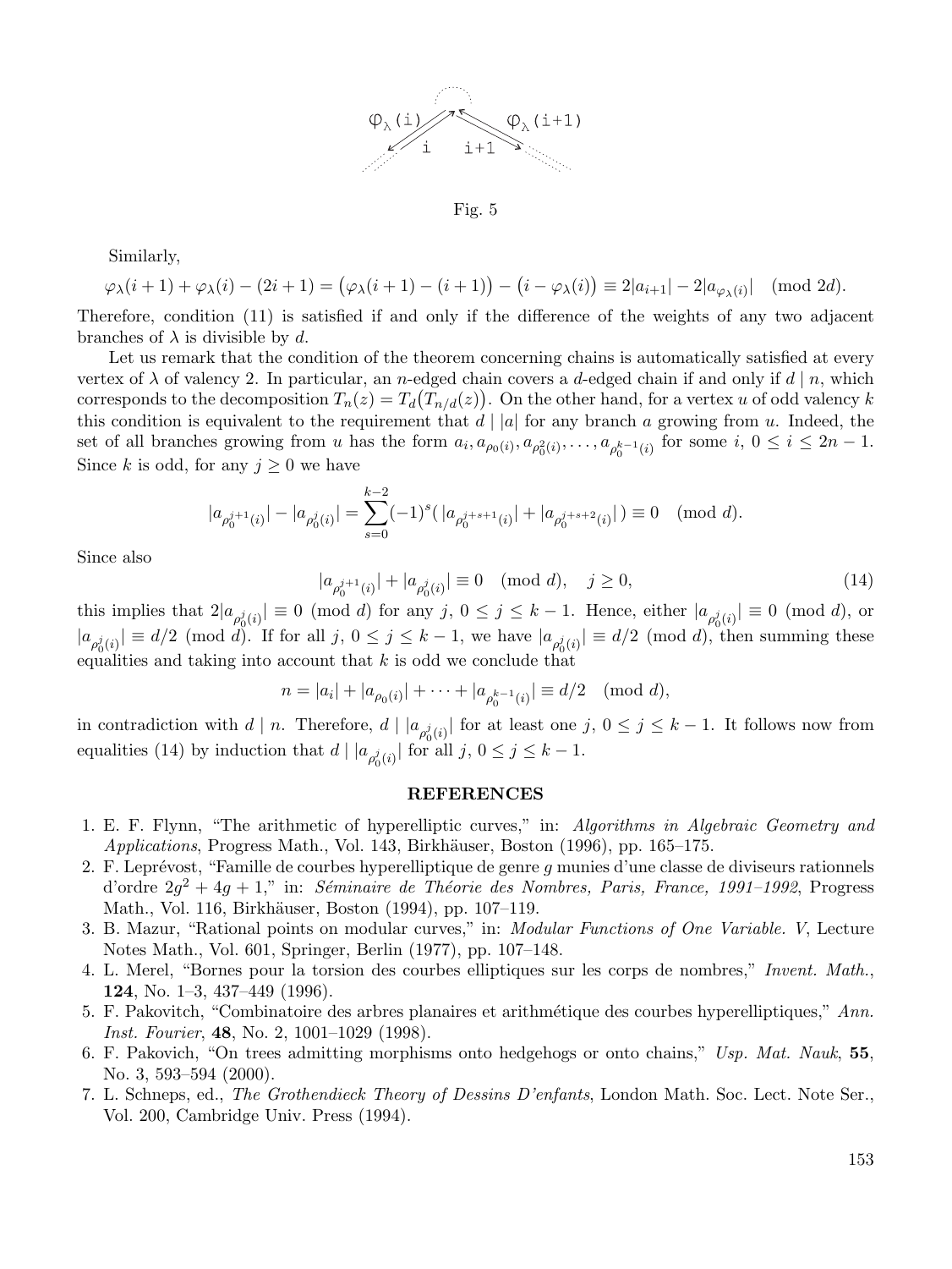Fig. 5

Similarly,

$$\varphi_\lambda(i+1) + \varphi_\lambda(i) - (2i+1) = \big(\varphi_\lambda(i+1) - (i+1)\big) - \big(i - \varphi_\lambda(i)\big) \equiv 2|a_{i+1}| - 2|a_{\varphi_\lambda(i)}| \pmod{2d}.$$

Therefore, condition (11) is satisfied if and only if the difference of the weights of any two adjacent branches of $\lambda$ is divisible by $d$.

Let us remark that the condition of the theorem concerning chains is automatically satisfied at every vertex of $\lambda$ of valency 2. In particular, an $n$-edged chain covers a $d$-edged chain if and only if $d \mid n$, which corresponds to the decomposition $T_n(z) = T_d\big(T_{n/d}(z)\big)$. On the other hand, for a vertex $u$ of odd valency $k$ this condition is equivalent to the requirement that $d \mid |a|$ for any branch $a$ growing from $u$. Indeed, the set of all branches growing from $u$ has the form $a_i, a_{\rho_0(i)}, a_{\rho_0^2(i)}, \dots, a_{\rho_0^{k-1}(i)}$ for some $i$, $0 \le i \le 2n-1$. Since $k$ is odd, for any $j \ge 0$ we have

$$|a_{\rho_0^{j+1}(i)}| - |a_{\rho_0^{j}(i)}| = \sum_{s=0}^{k-2} (-1)^s \big( |a_{\rho_0^{j+s+1}(i)}| + |a_{\rho_0^{j+s+2}(i)}| \big) \equiv 0 \pmod{d}.$$

Since also

$$|a_{\rho_0^{j+1}(i)}| + |a_{\rho_0^{j}(i)}| \equiv 0 \pmod{d}, \quad j \ge 0, \tag{14}$$

this implies that $2|a_{\rho_0^{j}(i)}| \equiv 0 \pmod{d}$ for any $j$, $0 \le j \le k-1$. Hence, either $|a_{\rho_0^{j}(i)}| \equiv 0 \pmod{d}$, or $|a_{\rho_0^{j}(i)}| \equiv d/2 \pmod{d}$. If for all $j$, $0 \le j \le k-1$, we have $|a_{\rho_0^{j}(i)}| \equiv d/2 \pmod{d}$, then summing these equalities and taking into account that $k$ is odd we conclude that

$$n = |a_i| + |a_{\rho_0(i)}| + \dots + |a_{\rho_0^{k-1}(i)}| \equiv d/2 \pmod{d},$$

in contradiction with $d \mid n$. Therefore, $d \mid |a_{\rho_0^{j}(i)}|$ for at least one $j$, $0 \le j \le k-1$. It follows now from equalities (14) by induction that $d \mid |a_{\rho_0^{j}(i)}|$ for all $j$, $0 \le j \le k-1$.

## REFERENCES

1. E. F. Flynn, "The arithmetic of hyperelliptic curves," in: *Algorithms in Algebraic Geometry and Applications*, Progress Math., Vol. 143, Birkhäuser, Boston (1996), pp. 165–175.
2. F. Leprévost, "Famille de courbes hyperelliptique de genre $g$ munies d'une classe de diviseurs rationnels d'ordre $2g^2 + 4g + 1$," in: *Séminaire de Théorie des Nombres, Paris, France, 1991–1992*, Progress Math., Vol. 116, Birkhäuser, Boston (1994), pp. 107–119.
3. B. Mazur, "Rational points on modular curves," in: *Modular Functions of One Variable. V*, Lecture Notes Math., Vol. 601, Springer, Berlin (1977), pp. 107–148.
4. L. Merel, "Bornes pour la torsion des courbes elliptiques sur les corps de nombres," *Invent. Math.*, **124**, No. 1–3, 437–449 (1996).
5. F. Pakovitch, "Combinatoire des arbres planaires et arithmétique des courbes hyperelliptiques," *Ann. Inst. Fourier*, **48**, No. 2, 1001–1029 (1998).
6. F. Pakovich, "On trees admitting morphisms onto hedgehogs or onto chains," *Usp. Mat. Nauk*, **55**, No. 3, 593–594 (2000).
7. L. Schneps, ed., *The Grothendieck Theory of Dessins D'enfants*, London Math. Soc. Lect. Note Ser., Vol. 200, Cambridge Univ. Press (1994).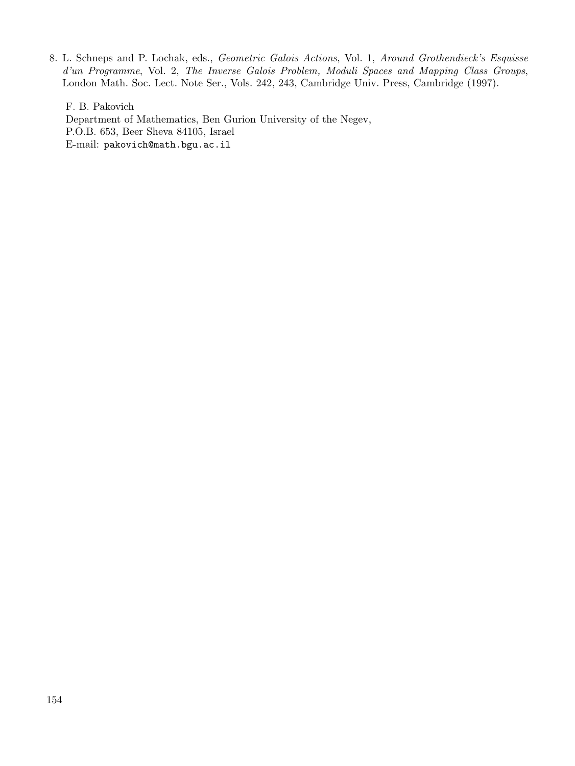8. L. Schneps and P. Lochak, eds., *Geometric Galois Actions*, Vol. 1, *Around Grothendieck's Esquisse d'un Programme*, Vol. 2, *The Inverse Galois Problem, Moduli Spaces and Mapping Class Groups*, London Math. Soc. Lect. Note Ser., Vols. 242, 243, Cambridge Univ. Press, Cambridge (1997).

F. B. Pakovich
Department of Mathematics, Ben Gurion University of the Negev,
P.O.B. 653, Beer Sheva 84105, Israel
E-mail: `pakovich@math.bgu.ac.il`